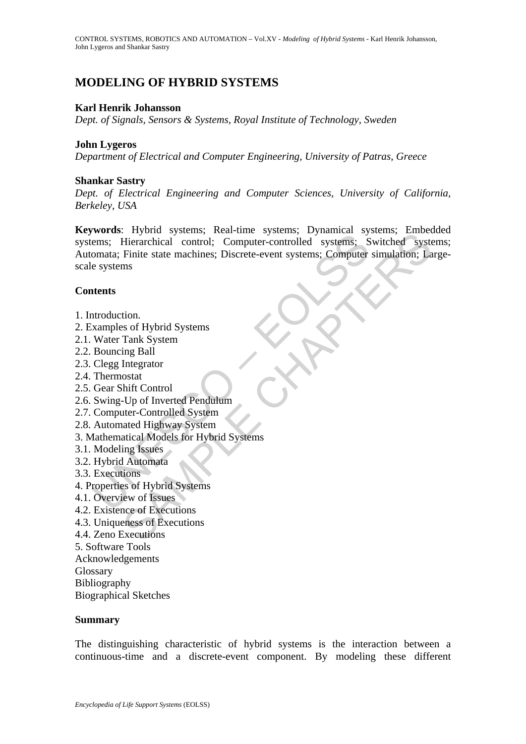# MODELING OF HYBRID SYSTEMS

**Karl Henrik Johansson**
*Dept. of Signals, Sensors & Systems, Royal Institute of Technology, Sweden*

**John Lygeros**
*Department of Electrical and Computer Engineering, University of Patras, Greece*

**Shankar Sastry**
*Dept. of Electrical Engineering and Computer Sciences, University of California, Berkeley, USA*

**Keywords**: Hybrid systems; Real-time systems; Dynamical systems; Embedded systems; Hierarchical control; Computer-controlled systems; Switched systems; Automata; Finite state machines; Discrete-event systems; Computer simulation; Large-scale systems

**Contents**

1. Introduction.
2. Examples of Hybrid Systems
2.1. Water Tank System
2.2. Bouncing Ball
2.3. Clegg Integrator
2.4. Thermostat
2.5. Gear Shift Control
2.6. Swing-Up of Inverted Pendulum
2.7. Computer-Controlled System
2.8. Automated Highway System
3. Mathematical Models for Hybrid Systems
3.1. Modeling Issues
3.2. Hybrid Automata
3.3. Executions
4. Properties of Hybrid Systems
4.1. Overview of Issues
4.2. Existence of Executions
4.3. Uniqueness of Executions
4.4. Zeno Executions
5. Software Tools
Acknowledgements
Glossary
Bibliography
Biographical Sketches

**Summary**

The distinguishing characteristic of hybrid systems is the interaction between a continuous-time and a discrete-event component. By modeling these different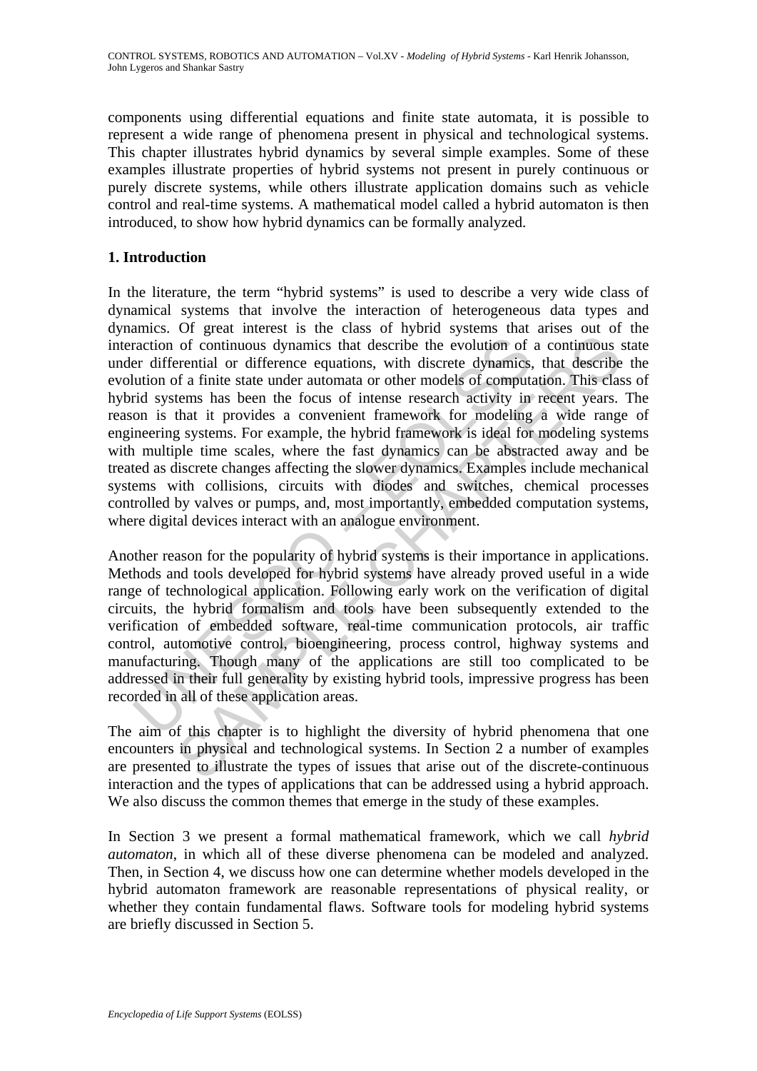components using differential equations and finite state automata, it is possible to represent a wide range of phenomena present in physical and technological systems. This chapter illustrates hybrid dynamics by several simple examples. Some of these examples illustrate properties of hybrid systems not present in purely continuous or purely discrete systems, while others illustrate application domains such as vehicle control and real-time systems. A mathematical model called a hybrid automaton is then introduced, to show how hybrid dynamics can be formally analyzed.

## 1. Introduction

In the literature, the term "hybrid systems" is used to describe a very wide class of dynamical systems that involve the interaction of heterogeneous data types and dynamics. Of great interest is the class of hybrid systems that arises out of the interaction of continuous dynamics that describe the evolution of a continuous state under differential or difference equations, with discrete dynamics, that describe the evolution of a finite state under automata or other models of computation. This class of hybrid systems has been the focus of intense research activity in recent years. The reason is that it provides a convenient framework for modeling a wide range of engineering systems. For example, the hybrid framework is ideal for modeling systems with multiple time scales, where the fast dynamics can be abstracted away and be treated as discrete changes affecting the slower dynamics. Examples include mechanical systems with collisions, circuits with diodes and switches, chemical processes controlled by valves or pumps, and, most importantly, embedded computation systems, where digital devices interact with an analogue environment.

Another reason for the popularity of hybrid systems is their importance in applications. Methods and tools developed for hybrid systems have already proved useful in a wide range of technological application. Following early work on the verification of digital circuits, the hybrid formalism and tools have been subsequently extended to the verification of embedded software, real-time communication protocols, air traffic control, automotive control, bioengineering, process control, highway systems and manufacturing. Though many of the applications are still too complicated to be addressed in their full generality by existing hybrid tools, impressive progress has been recorded in all of these application areas.

The aim of this chapter is to highlight the diversity of hybrid phenomena that one encounters in physical and technological systems. In Section 2 a number of examples are presented to illustrate the types of issues that arise out of the discrete-continuous interaction and the types of applications that can be addressed using a hybrid approach. We also discuss the common themes that emerge in the study of these examples.

In Section 3 we present a formal mathematical framework, which we call *hybrid automaton*, in which all of these diverse phenomena can be modeled and analyzed. Then, in Section 4, we discuss how one can determine whether models developed in the hybrid automaton framework are reasonable representations of physical reality, or whether they contain fundamental flaws. Software tools for modeling hybrid systems are briefly discussed in Section 5.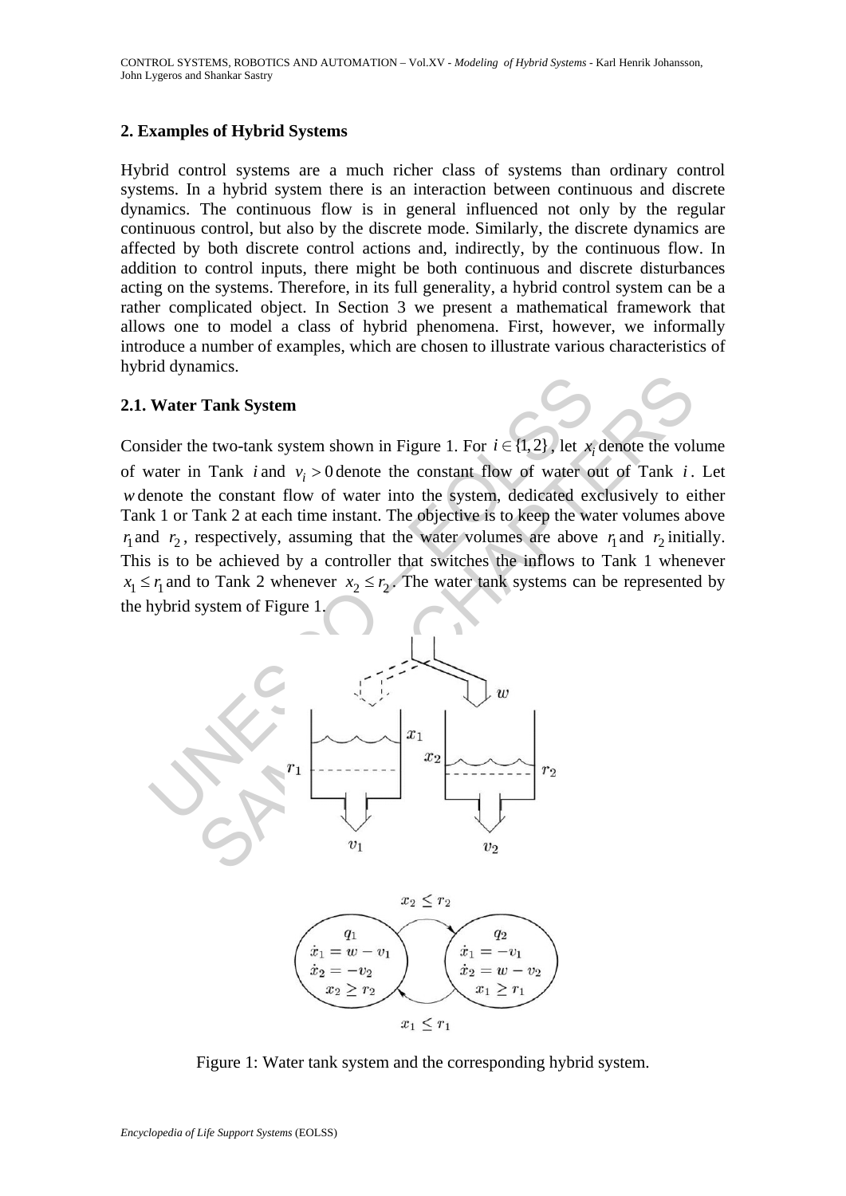## 2. Examples of Hybrid Systems

Hybrid control systems are a much richer class of systems than ordinary control systems. In a hybrid system there is an interaction between continuous and discrete dynamics. The continuous flow is in general influenced not only by the regular continuous control, but also by the discrete mode. Similarly, the discrete dynamics are affected by both discrete control actions and, indirectly, by the continuous flow. In addition to control inputs, there might be both continuous and discrete disturbances acting on the systems. Therefore, in its full generality, a hybrid control system can be a rather complicated object. In Section 3 we present a mathematical framework that allows one to model a class of hybrid phenomena. First, however, we informally introduce a number of examples, which are chosen to illustrate various characteristics of hybrid dynamics.

### 2.1. Water Tank System

Consider the two-tank system shown in Figure 1. For $i \in \{1, 2\}$, let $x_i$ denote the volume of water in Tank $i$ and $v_i > 0$ denote the constant flow of water out of Tank $i$. Let $w$ denote the constant flow of water into the system, dedicated exclusively to either Tank 1 or Tank 2 at each time instant. The objective is to keep the water volumes above $r_1$ and $r_2$, respectively, assuming that the water volumes are above $r_1$ and $r_2$ initially. This is to be achieved by a controller that switches the inflows to Tank 1 whenever $x_1 \le r_1$ and to Tank 2 whenever $x_2 \le r_2$. The water tank systems can be represented by the hybrid system of Figure 1.

Figure 1: Water tank system and the corresponding hybrid system.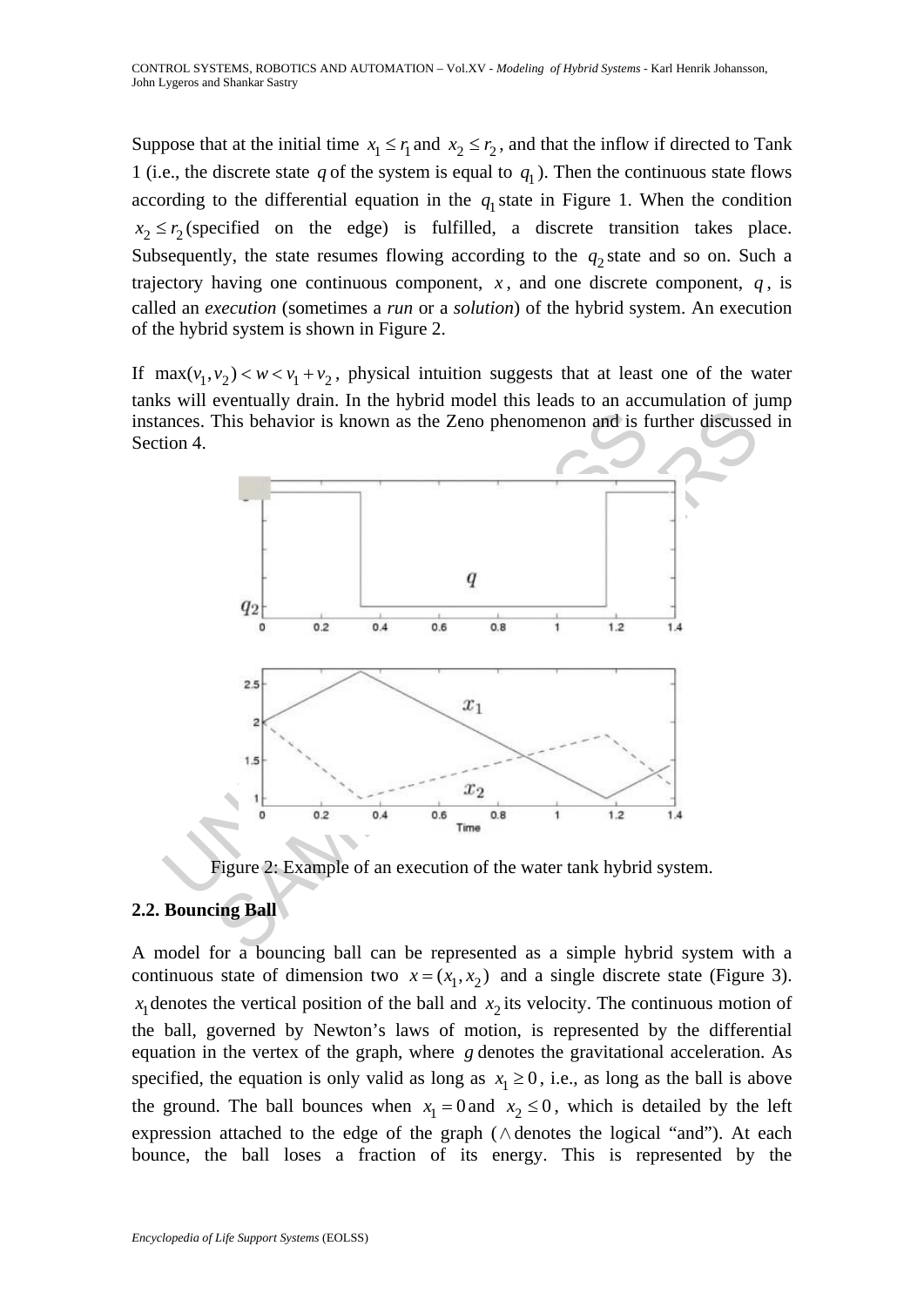Suppose that at the initial time $x_1 \leq r_1$ and $x_2 \leq r_2$, and that the inflow if directed to Tank 1 (i.e., the discrete state $q$ of the system is equal to $q_1$). Then the continuous state flows according to the differential equation in the $q_1$ state in Figure 1. When the condition $x_2 \leq r_2$ (specified on the edge) is fulfilled, a discrete transition takes place. Subsequently, the state resumes flowing according to the $q_2$ state and so on. Such a trajectory having one continuous component, $x$, and one discrete component, $q$, is called an *execution* (sometimes a *run* or a *solution*) of the hybrid system. An execution of the hybrid system is shown in Figure 2.

If $\max(v_1, v_2) < w < v_1 + v_2$, physical intuition suggests that at least one of the water tanks will eventually drain. In the hybrid model this leads to an accumulation of jump instances. This behavior is known as the Zeno phenomenon and is further discussed in Section 4.

Figure 2: Example of an execution of the water tank hybrid system.

### 2.2. Bouncing Ball

A model for a bouncing ball can be represented as a simple hybrid system with a continuous state of dimension two $x = (x_1, x_2)$ and a single discrete state (Figure 3). $x_1$ denotes the vertical position of the ball and $x_2$ its velocity. The continuous motion of the ball, governed by Newton's laws of motion, is represented by the differential equation in the vertex of the graph, where $g$ denotes the gravitational acceleration. As specified, the equation is only valid as long as $x_1 \geq 0$, i.e., as long as the ball is above the ground. The ball bounces when $x_1 = 0$ and $x_2 \leq 0$, which is detailed by the left expression attached to the edge of the graph ($\wedge$ denotes the logical "and"). At each bounce, the ball loses a fraction of its energy. This is represented by the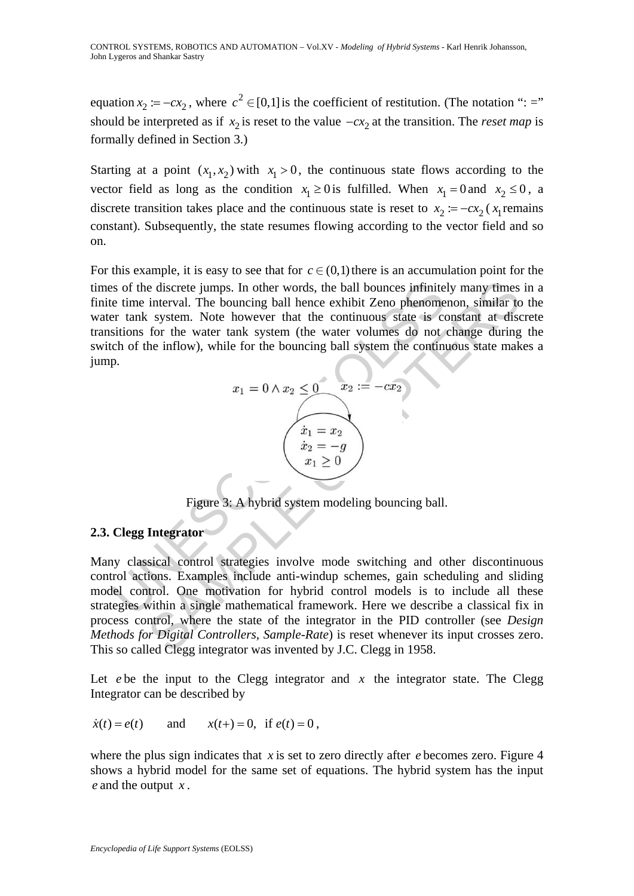equation $x_2 := -cx_2$, where $c^2 \in [0,1]$ is the coefficient of restitution. (The notation ": =" should be interpreted as if $x_2$ is reset to the value $-cx_2$ at the transition. The *reset map* is formally defined in Section 3.)

Starting at a point $(x_1, x_2)$ with $x_1 > 0$, the continuous state flows according to the vector field as long as the condition $x_1 \geq 0$ is fulfilled. When $x_1 = 0$ and $x_2 \leq 0$, a discrete transition takes place and the continuous state is reset to $x_2 := -cx_2$ ($x_1$ remains constant). Subsequently, the state resumes flowing according to the vector field and so on.

For this example, it is easy to see that for $c \in (0,1)$ there is an accumulation point for the times of the discrete jumps. In other words, the ball bounces infinitely many times in a finite time interval. The bouncing ball hence exhibit Zeno phenomenon, similar to the water tank system. Note however that the continuous state is constant at discrete transitions for the water tank system (the water volumes do not change during the switch of the inflow), while for the bouncing ball system the continuous state makes a jump.

$$x_1 = 0 \wedge x_2 \leq 0 \qquad x_2 := -cx_2$$

$$\dot{x}_1 = x_2$$
$$\dot{x}_2 = -g$$
$$x_1 \geq 0$$

Figure 3: A hybrid system modeling bouncing ball.

### 2.3. Clegg Integrator

Many classical control strategies involve mode switching and other discontinuous control actions. Examples include anti-windup schemes, gain scheduling and sliding model control. One motivation for hybrid control models is to include all these strategies within a single mathematical framework. Here we describe a classical fix in process control, where the state of the integrator in the PID controller (see *Design Methods for Digital Controllers*, *Sample-Rate*) is reset whenever its input crosses zero. This so called Clegg integrator was invented by J.C. Clegg in 1958.

Let $e$ be the input to the Clegg integrator and $x$ the integrator state. The Clegg Integrator can be described by

$$\dot{x}(t) = e(t) \qquad \text{and} \qquad x(t+) = 0, \;\; \text{if } e(t) = 0,$$

where the plus sign indicates that $x$ is set to zero directly after $e$ becomes zero. Figure 4 shows a hybrid model for the same set of equations. The hybrid system has the input $e$ and the output $x$.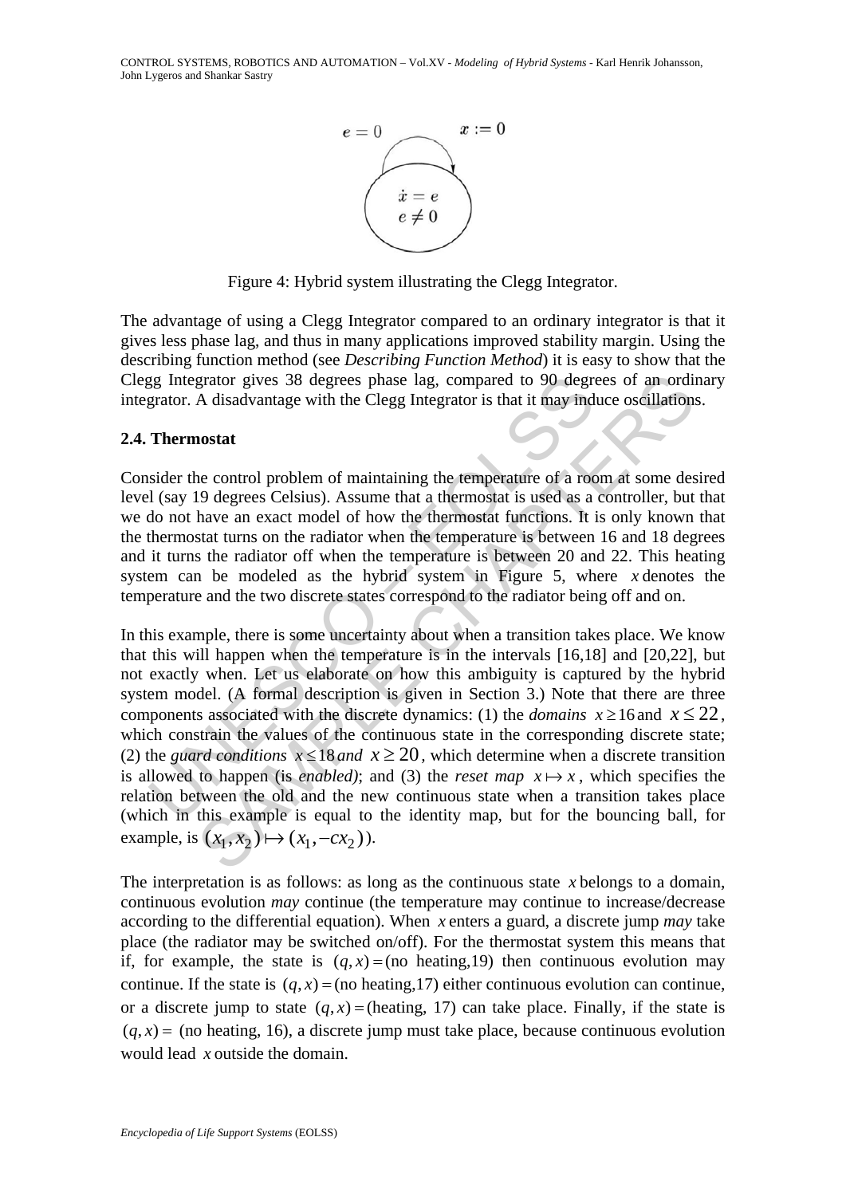Figure 4: Hybrid system illustrating the Clegg Integrator.

The advantage of using a Clegg Integrator compared to an ordinary integrator is that it gives less phase lag, and thus in many applications improved stability margin. Using the describing function method (see *Describing Function Method*) it is easy to show that the Clegg Integrator gives 38 degrees phase lag, compared to 90 degrees of an ordinary integrator. A disadvantage with the Clegg Integrator is that it may induce oscillations.

## 2.4. Thermostat

Consider the control problem of maintaining the temperature of a room at some desired level (say 19 degrees Celsius). Assume that a thermostat is used as a controller, but that we do not have an exact model of how the thermostat functions. It is only known that the thermostat turns on the radiator when the temperature is between 16 and 18 degrees and it turns the radiator off when the temperature is between 20 and 22. This heating system can be modeled as the hybrid system in Figure 5, where $x$ denotes the temperature and the two discrete states correspond to the radiator being off and on.

In this example, there is some uncertainty about when a transition takes place. We know that this will happen when the temperature is in the intervals [16,18] and [20,22], but not exactly when. Let us elaborate on how this ambiguity is captured by the hybrid system model. (A formal description is given in Section 3.) Note that there are three components associated with the discrete dynamics: (1) the *domains* $x \geq 16$ and $x \leq 22$, which constrain the values of the continuous state in the corresponding discrete state; (2) the *guard conditions* $x \leq 18$ *and* $x \geq 20$, which determine when a discrete transition is allowed to happen (is *enabled)*; and (3) the *reset map* $x \mapsto x$, which specifies the relation between the old and the new continuous state when a transition takes place (which in this example is equal to the identity map, but for the bouncing ball, for example, is $(x_1, x_2) \mapsto (x_1, -cx_2)$).

The interpretation is as follows: as long as the continuous state $x$ belongs to a domain, continuous evolution *may* continue (the temperature may continue to increase/decrease according to the differential equation). When $x$ enters a guard, a discrete jump *may* take place (the radiator may be switched on/off). For the thermostat system this means that if, for example, the state is $(q, x) =$ (no heating,19) then continuous evolution may continue. If the state is $(q, x) =$ (no heating,17) either continuous evolution can continue, or a discrete jump to state $(q, x) =$ (heating, 17) can take place. Finally, if the state is $(q, x) =$ (no heating, 16), a discrete jump must take place, because continuous evolution would lead $x$ outside the domain.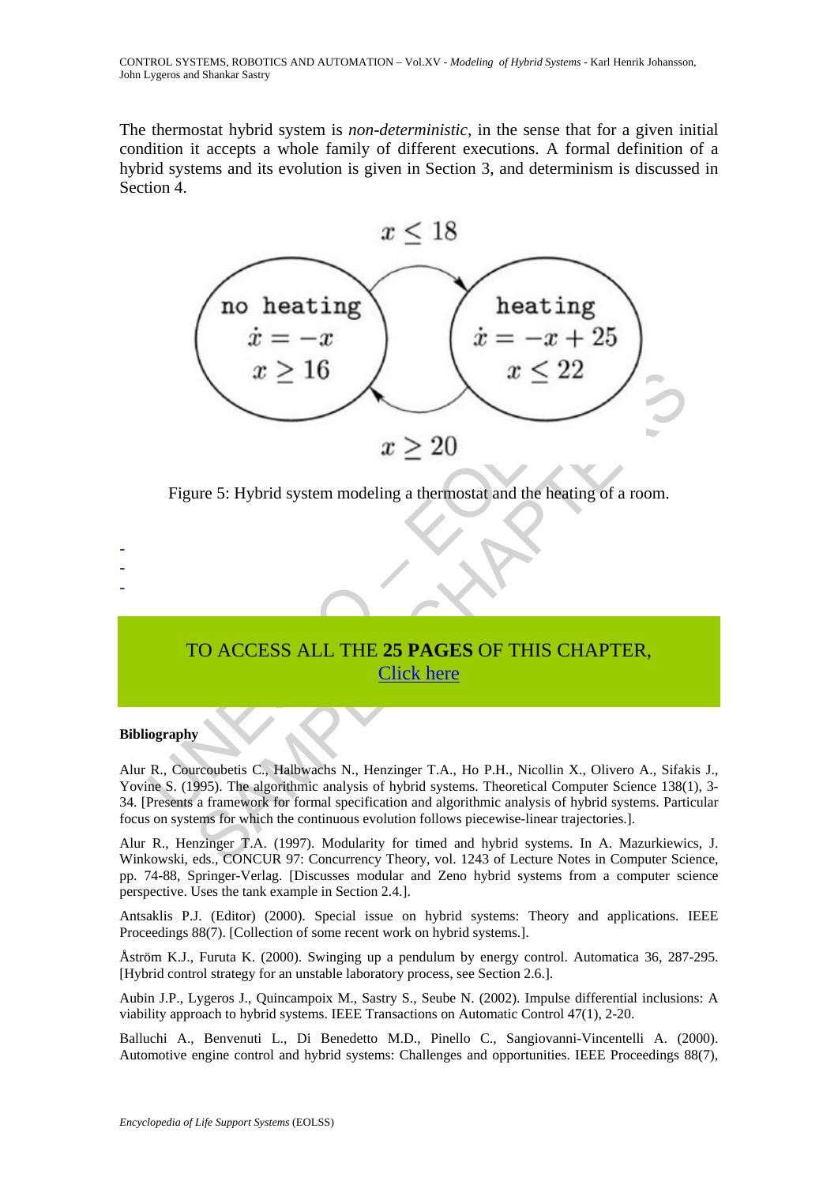The thermostat hybrid system is *non-deterministic*, in the sense that for a given initial condition it accepts a whole family of different executions. A formal definition of a hybrid systems and its evolution is given in Section 3, and determinism is discussed in Section 4.

$x \leq 18$

no heating
$\dot{x} = -x$
$x \geq 16$

heating
$\dot{x} = -x + 25$
$x \leq 22$

$x \geq 20$

Figure 5: Hybrid system modeling a thermostat and the heating of a room.

-
-
-

TO ACCESS ALL THE **25 PAGES** OF THIS CHAPTER,
Click here

**Bibliography**

Alur R., Courcoubetis C., Halbwachs N., Henzinger T.A., Ho P.H., Nicollin X., Olivero A., Sifakis J., Yovine S. (1995). The algorithmic analysis of hybrid systems. Theoretical Computer Science 138(1), 3-34. [Presents a framework for formal specification and algorithmic analysis of hybrid systems. Particular focus on systems for which the continuous evolution follows piecewise-linear trajectories.].

Alur R., Henzinger T.A. (1997). Modularity for timed and hybrid systems. In A. Mazurkiewics, J. Winkowski, eds., CONCUR 97: Concurrency Theory, vol. 1243 of Lecture Notes in Computer Science, pp. 74-88, Springer-Verlag. [Discusses modular and Zeno hybrid systems from a computer science perspective. Uses the tank example in Section 2.4.].

Antsaklis P.J. (Editor) (2000). Special issue on hybrid systems: Theory and applications. IEEE Proceedings 88(7). [Collection of some recent work on hybrid systems.].

Åström K.J., Furuta K. (2000). Swinging up a pendulum by energy control. Automatica 36, 287-295. [Hybrid control strategy for an unstable laboratory process, see Section 2.6.].

Aubin J.P., Lygeros J., Quincampoix M., Sastry S., Seube N. (2002). Impulse differential inclusions: A viability approach to hybrid systems. IEEE Transactions on Automatic Control 47(1), 2-20.

Balluchi A., Benvenuti L., Di Benedetto M.D., Pinello C., Sangiovanni-Vincentelli A. (2000). Automotive engine control and hybrid systems: Challenges and opportunities. IEEE Proceedings 88(7),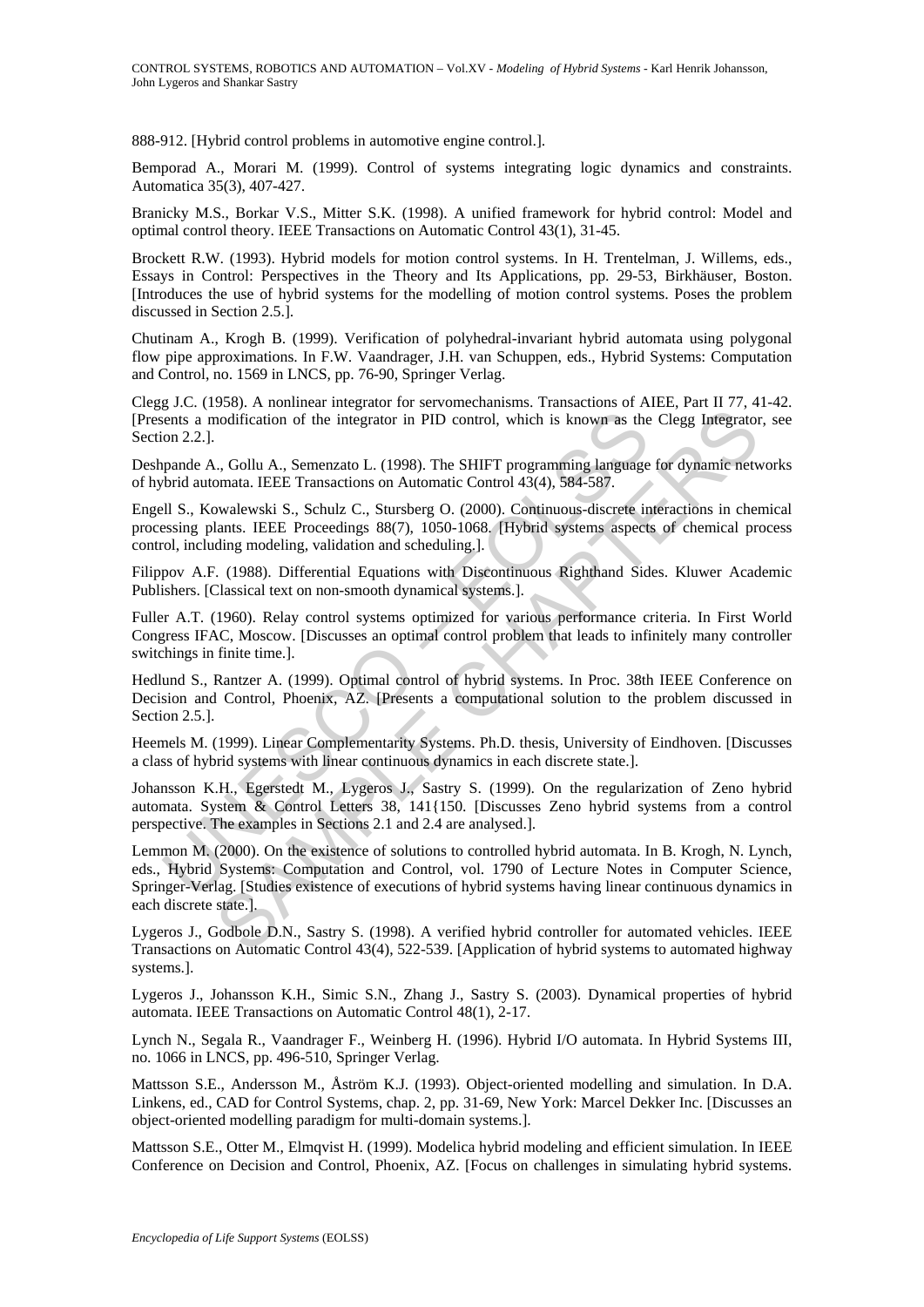888-912. [Hybrid control problems in automotive engine control.].

Bemporad A., Morari M. (1999). Control of systems integrating logic dynamics and constraints. Automatica 35(3), 407-427.

Branicky M.S., Borkar V.S., Mitter S.K. (1998). A unified framework for hybrid control: Model and optimal control theory. IEEE Transactions on Automatic Control 43(1), 31-45.

Brockett R.W. (1993). Hybrid models for motion control systems. In H. Trentelman, J. Willems, eds., Essays in Control: Perspectives in the Theory and Its Applications, pp. 29-53, Birkhäuser, Boston. [Introduces the use of hybrid systems for the modelling of motion control systems. Poses the problem discussed in Section 2.5.].

Chutinam A., Krogh B. (1999). Verification of polyhedral-invariant hybrid automata using polygonal flow pipe approximations. In F.W. Vaandrager, J.H. van Schuppen, eds., Hybrid Systems: Computation and Control, no. 1569 in LNCS, pp. 76-90, Springer Verlag.

Clegg J.C. (1958). A nonlinear integrator for servomechanisms. Transactions of AIEE, Part II 77, 41-42. [Presents a modification of the integrator in PID control, which is known as the Clegg Integrator, see Section 2.2.].

Deshpande A., Gollu A., Semenzato L. (1998). The SHIFT programming language for dynamic networks of hybrid automata. IEEE Transactions on Automatic Control 43(4), 584-587.

Engell S., Kowalewski S., Schulz C., Stursberg O. (2000). Continuous-discrete interactions in chemical processing plants. IEEE Proceedings 88(7), 1050-1068. [Hybrid systems aspects of chemical process control, including modeling, validation and scheduling.].

Filippov A.F. (1988). Differential Equations with Discontinuous Righthand Sides. Kluwer Academic Publishers. [Classical text on non-smooth dynamical systems.].

Fuller A.T. (1960). Relay control systems optimized for various performance criteria. In First World Congress IFAC, Moscow. [Discusses an optimal control problem that leads to infinitely many controller switchings in finite time.].

Hedlund S., Rantzer A. (1999). Optimal control of hybrid systems. In Proc. 38th IEEE Conference on Decision and Control, Phoenix, AZ. [Presents a computational solution to the problem discussed in Section 2.5.].

Heemels M. (1999). Linear Complementarity Systems. Ph.D. thesis, University of Eindhoven. [Discusses a class of hybrid systems with linear continuous dynamics in each discrete state.].

Johansson K.H., Egerstedt M., Lygeros J., Sastry S. (1999). On the regularization of Zeno hybrid automata. System & Control Letters 38, 141{150. [Discusses Zeno hybrid systems from a control perspective. The examples in Sections 2.1 and 2.4 are analysed.].

Lemmon M. (2000). On the existence of solutions to controlled hybrid automata. In B. Krogh, N. Lynch, eds., Hybrid Systems: Computation and Control, vol. 1790 of Lecture Notes in Computer Science, Springer-Verlag. [Studies existence of executions of hybrid systems having linear continuous dynamics in each discrete state.].

Lygeros J., Godbole D.N., Sastry S. (1998). A verified hybrid controller for automated vehicles. IEEE Transactions on Automatic Control 43(4), 522-539. [Application of hybrid systems to automated highway systems.].

Lygeros J., Johansson K.H., Simic S.N., Zhang J., Sastry S. (2003). Dynamical properties of hybrid automata. IEEE Transactions on Automatic Control 48(1), 2-17.

Lynch N., Segala R., Vaandrager F., Weinberg H. (1996). Hybrid I/O automata. In Hybrid Systems III, no. 1066 in LNCS, pp. 496-510, Springer Verlag.

Mattsson S.E., Andersson M., Åström K.J. (1993). Object-oriented modelling and simulation. In D.A. Linkens, ed., CAD for Control Systems, chap. 2, pp. 31-69, New York: Marcel Dekker Inc. [Discusses an object-oriented modelling paradigm for multi-domain systems.].

Mattsson S.E., Otter M., Elmqvist H. (1999). Modelica hybrid modeling and efficient simulation. In IEEE Conference on Decision and Control, Phoenix, AZ. [Focus on challenges in simulating hybrid systems.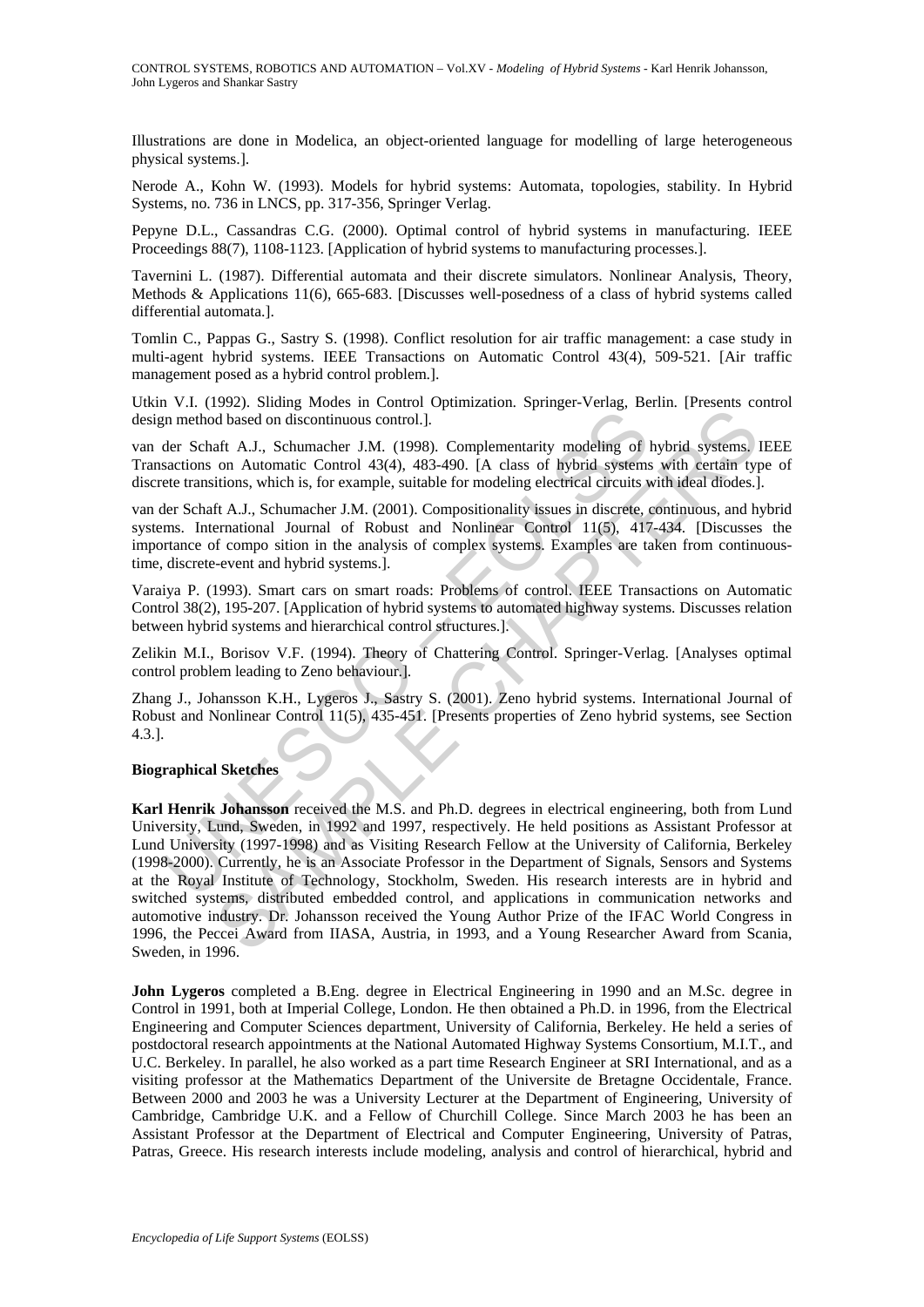Illustrations are done in Modelica, an object-oriented language for modelling of large heterogeneous physical systems.].

Nerode A., Kohn W. (1993). Models for hybrid systems: Automata, topologies, stability. In Hybrid Systems, no. 736 in LNCS, pp. 317-356, Springer Verlag.

Pepyne D.L., Cassandras C.G. (2000). Optimal control of hybrid systems in manufacturing. IEEE Proceedings 88(7), 1108-1123. [Application of hybrid systems to manufacturing processes.].

Tavernini L. (1987). Differential automata and their discrete simulators. Nonlinear Analysis, Theory, Methods & Applications 11(6), 665-683. [Discusses well-posedness of a class of hybrid systems called differential automata.].

Tomlin C., Pappas G., Sastry S. (1998). Conflict resolution for air traffic management: a case study in multi-agent hybrid systems. IEEE Transactions on Automatic Control 43(4), 509-521. [Air traffic management posed as a hybrid control problem.].

Utkin V.I. (1992). Sliding Modes in Control Optimization. Springer-Verlag, Berlin. [Presents control design method based on discontinuous control.].

van der Schaft A.J., Schumacher J.M. (1998). Complementarity modeling of hybrid systems. IEEE Transactions on Automatic Control 43(4), 483-490. [A class of hybrid systems with certain type of discrete transitions, which is, for example, suitable for modeling electrical circuits with ideal diodes.].

van der Schaft A.J., Schumacher J.M. (2001). Compositionality issues in discrete, continuous, and hybrid systems. International Journal of Robust and Nonlinear Control 11(5), 417-434. [Discusses the importance of compo sition in the analysis of complex systems. Examples are taken from continuous-time, discrete-event and hybrid systems.].

Varaiya P. (1993). Smart cars on smart roads: Problems of control. IEEE Transactions on Automatic Control 38(2), 195-207. [Application of hybrid systems to automated highway systems. Discusses relation between hybrid systems and hierarchical control structures.].

Zelikin M.I., Borisov V.F. (1994). Theory of Chattering Control. Springer-Verlag. [Analyses optimal control problem leading to Zeno behaviour.].

Zhang J., Johansson K.H., Lygeros J., Sastry S. (2001). Zeno hybrid systems. International Journal of Robust and Nonlinear Control 11(5), 435-451. [Presents properties of Zeno hybrid systems, see Section 4.3.].

**Biographical Sketches**

**Karl Henrik Johansson** received the M.S. and Ph.D. degrees in electrical engineering, both from Lund University, Lund, Sweden, in 1992 and 1997, respectively. He held positions as Assistant Professor at Lund University (1997-1998) and as Visiting Research Fellow at the University of California, Berkeley (1998-2000). Currently, he is an Associate Professor in the Department of Signals, Sensors and Systems at the Royal Institute of Technology, Stockholm, Sweden. His research interests are in hybrid and switched systems, distributed embedded control, and applications in communication networks and automotive industry. Dr. Johansson received the Young Author Prize of the IFAC World Congress in 1996, the Peccei Award from IIASA, Austria, in 1993, and a Young Researcher Award from Scania, Sweden, in 1996.

**John Lygeros** completed a B.Eng. degree in Electrical Engineering in 1990 and an M.Sc. degree in Control in 1991, both at Imperial College, London. He then obtained a Ph.D. in 1996, from the Electrical Engineering and Computer Sciences department, University of California, Berkeley. He held a series of postdoctoral research appointments at the National Automated Highway Systems Consortium, M.I.T., and U.C. Berkeley. In parallel, he also worked as a part time Research Engineer at SRI International, and as a visiting professor at the Mathematics Department of the Universite de Bretagne Occidentale, France. Between 2000 and 2003 he was a University Lecturer at the Department of Engineering, University of Cambridge, Cambridge U.K. and a Fellow of Churchill College. Since March 2003 he has been an Assistant Professor at the Department of Electrical and Computer Engineering, University of Patras, Patras, Greece. His research interests include modeling, analysis and control of hierarchical, hybrid and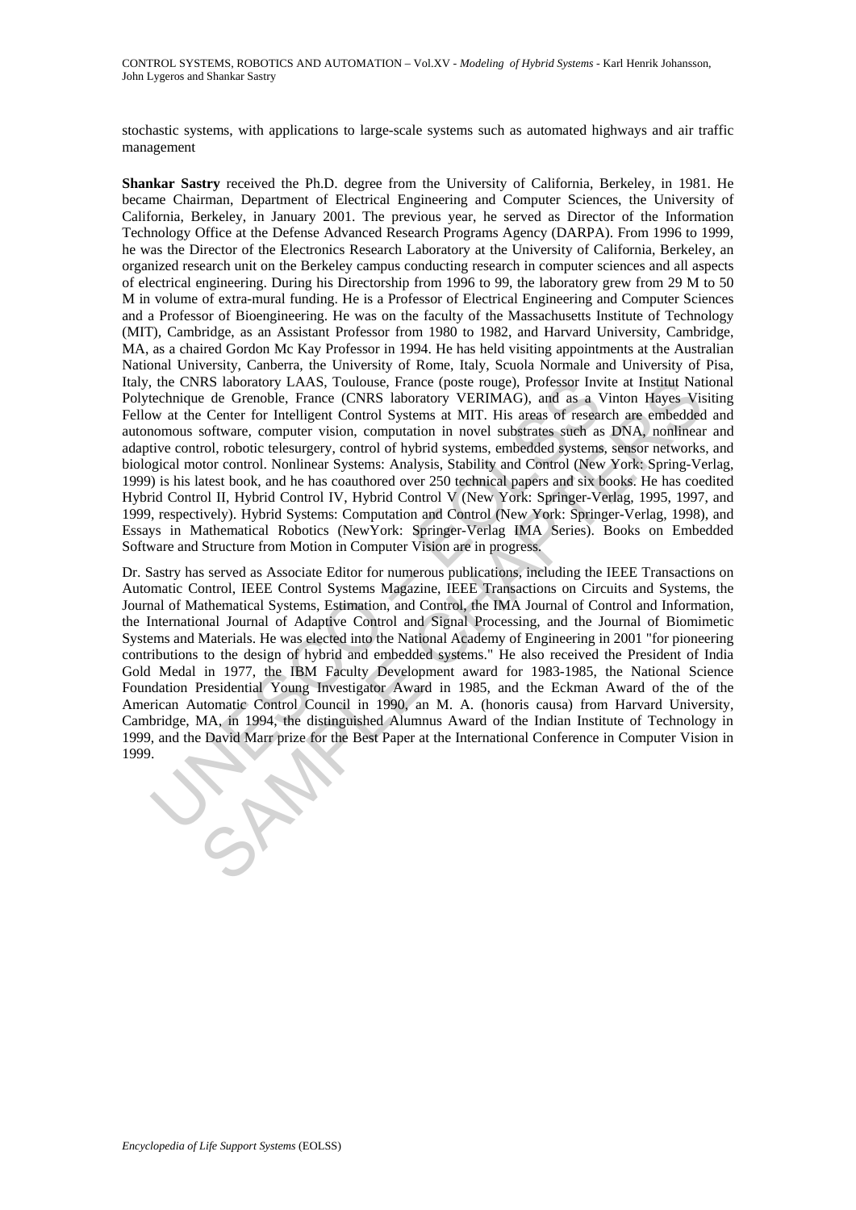stochastic systems, with applications to large-scale systems such as automated highways and air traffic management

**Shankar Sastry** received the Ph.D. degree from the University of California, Berkeley, in 1981. He became Chairman, Department of Electrical Engineering and Computer Sciences, the University of California, Berkeley, in January 2001. The previous year, he served as Director of the Information Technology Office at the Defense Advanced Research Programs Agency (DARPA). From 1996 to 1999, he was the Director of the Electronics Research Laboratory at the University of California, Berkeley, an organized research unit on the Berkeley campus conducting research in computer sciences and all aspects of electrical engineering. During his Directorship from 1996 to 99, the laboratory grew from 29 M to 50 M in volume of extra-mural funding. He is a Professor of Electrical Engineering and Computer Sciences and a Professor of Bioengineering. He was on the faculty of the Massachusetts Institute of Technology (MIT), Cambridge, as an Assistant Professor from 1980 to 1982, and Harvard University, Cambridge, MA, as a chaired Gordon Mc Kay Professor in 1994. He has held visiting appointments at the Australian National University, Canberra, the University of Rome, Italy, Scuola Normale and University of Pisa, Italy, the CNRS laboratory LAAS, Toulouse, France (poste rouge), Professor Invite at Institut National Polytechnique de Grenoble, France (CNRS laboratory VERIMAG), and as a Vinton Hayes Visiting Fellow at the Center for Intelligent Control Systems at MIT. His areas of research are embedded and autonomous software, computer vision, computation in novel substrates such as DNA, nonlinear and adaptive control, robotic telesurgery, control of hybrid systems, embedded systems, sensor networks, and biological motor control. Nonlinear Systems: Analysis, Stability and Control (New York: Spring-Verlag, 1999) is his latest book, and he has coauthored over 250 technical papers and six books. He has coedited Hybrid Control II, Hybrid Control IV, Hybrid Control V (New York: Springer-Verlag, 1995, 1997, and 1999, respectively). Hybrid Systems: Computation and Control (New York: Springer-Verlag, 1998), and Essays in Mathematical Robotics (NewYork: Springer-Verlag IMA Series). Books on Embedded Software and Structure from Motion in Computer Vision are in progress.

Dr. Sastry has served as Associate Editor for numerous publications, including the IEEE Transactions on Automatic Control, IEEE Control Systems Magazine, IEEE Transactions on Circuits and Systems, the Journal of Mathematical Systems, Estimation, and Control, the IMA Journal of Control and Information, the International Journal of Adaptive Control and Signal Processing, and the Journal of Biomimetic Systems and Materials. He was elected into the National Academy of Engineering in 2001 "for pioneering contributions to the design of hybrid and embedded systems." He also received the President of India Gold Medal in 1977, the IBM Faculty Development award for 1983-1985, the National Science Foundation Presidential Young Investigator Award in 1985, and the Eckman Award of the of the American Automatic Control Council in 1990, an M. A. (honoris causa) from Harvard University, Cambridge, MA, in 1994, the distinguished Alumnus Award of the Indian Institute of Technology in 1999, and the David Marr prize for the Best Paper at the International Conference in Computer Vision in 1999.